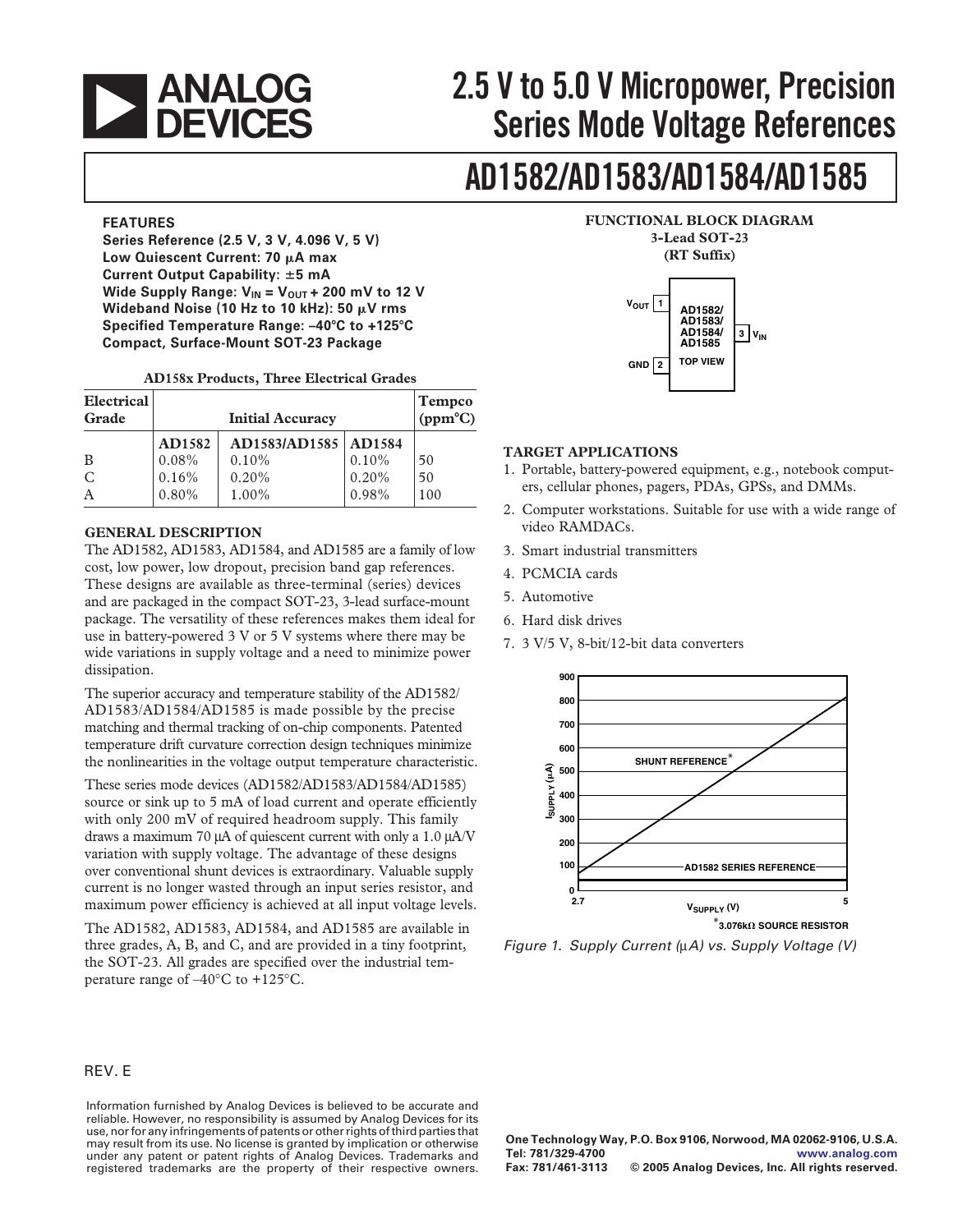# 2.5 V to 5.0 V Micropower, Precision Series Mode Voltage References

# AD1582/AD1583/AD1584/AD1585

## FEATURES

**Series Reference (2.5 V, 3 V, 4.096 V, 5 V)**
**Low Quiescent Current: 70 µA max**
**Current Output Capability: ±5 mA**
**Wide Supply Range: $V_{IN}$ = $V_{OUT}$ + 200 mV to 12 V**
**Wideband Noise (10 Hz to 10 kHz): 50 µV rms**
**Specified Temperature Range: –40°C to +125°C**
**Compact, Surface-Mount SOT-23 Package**

**AD158x Products, Three Electrical Grades**

| Electrical Grade | Initial Accuracy | | | Tempco (ppm°C) |
|---|---|---|---|---|
| | AD1582 | AD1583/AD1585 | AD1584 | |
| B | 0.08% | 0.10% | 0.10% | 50 |
| C | 0.16% | 0.20% | 0.20% | 50 |
| A | 0.80% | 1.00% | 0.98% | 100 |

## FUNCTIONAL BLOCK DIAGRAM

**3-Lead SOT-23**
**(RT Suffix)**

$V_{OUT}$ 1, GND 2, 3 $V_{IN}$ — AD1582/ AD1583/ AD1584/ AD1585 TOP VIEW

## GENERAL DESCRIPTION

The AD1582, AD1583, AD1584, and AD1585 are a family of low cost, low power, low dropout, precision band gap references. These designs are available as three-terminal (series) devices and are packaged in the compact SOT-23, 3-lead surface-mount package. The versatility of these references makes them ideal for use in battery-powered 3 V or 5 V systems where there may be wide variations in supply voltage and a need to minimize power dissipation.

The superior accuracy and temperature stability of the AD1582/ AD1583/AD1584/AD1585 is made possible by the precise matching and thermal tracking of on-chip components. Patented temperature drift curvature correction design techniques minimize the nonlinearities in the voltage output temperature characteristic.

These series mode devices (AD1582/AD1583/AD1584/AD1585) source or sink up to 5 mA of load current and operate efficiently with only 200 mV of required headroom supply. This family draws a maximum 70 µA of quiescent current with only a 1.0 µA/V variation with supply voltage. The advantage of these designs over conventional shunt devices is extraordinary. Valuable supply current is no longer wasted through an input series resistor, and maximum power efficiency is achieved at all input voltage levels.

The AD1582, AD1583, AD1584, and AD1585 are available in three grades, A, B, and C, and are provided in a tiny footprint, the SOT-23. All grades are specified over the industrial temperature range of –40°C to +125°C.

## TARGET APPLICATIONS

1. Portable, battery-powered equipment, e.g., notebook computers, cellular phones, pagers, PDAs, GPSs, and DMMs.
2. Computer workstations. Suitable for use with a wide range of video RAMDACs.
3. Smart industrial transmitters
4. PCMCIA cards
5. Automotive
6. Hard disk drives
7. 3 V/5 V, 8-bit/12-bit data converters

*Figure 1. Supply Current (µA) vs. Supply Voltage (V)*

REV. E

Information furnished by Analog Devices is believed to be accurate and reliable. However, no responsibility is assumed by Analog Devices for its use, nor for any infringements of patents or other rights of third parties that may result from its use. No license is granted by implication or otherwise under any patent or patent rights of Analog Devices. Trademarks and registered trademarks are the property of their respective owners.

One Technology Way, P.O. Box 9106, Norwood, MA 02062-9106, U.S.A.
Tel: 781/329-4700 www.analog.com
Fax: 781/461-3113 © 2005 Analog Devices, Inc. All rights reserved.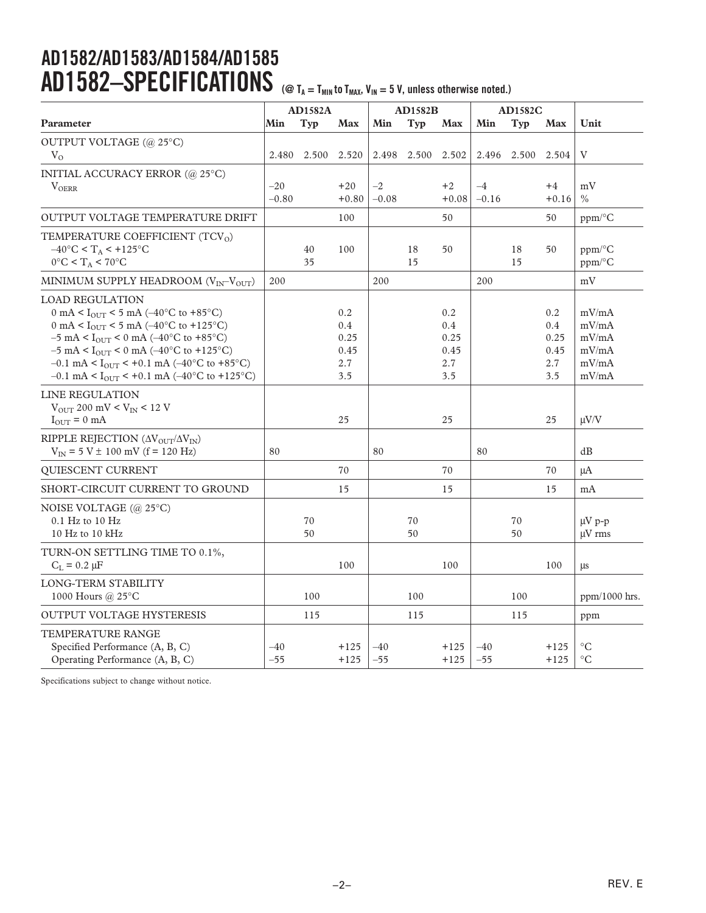# AD1582–SPECIFICATIONS (@ $T_A = T_{MIN}$ to $T_{MAX}$, $V_{IN}$ = 5 V, unless otherwise noted.)

| Parameter | AD1582A | | | AD1582B | | | AD1582C | | | Unit |
|---|---|---|---|---|---|---|---|---|---|---|
| | Min | Typ | Max | Min | Typ | Max | Min | Typ | Max | |
| OUTPUT VOLTAGE (@ 25°C) | | | | | | | | | | |
| $V_O$ | 2.480 | 2.500 | 2.520 | 2.498 | 2.500 | 2.502 | 2.496 | 2.500 | 2.504 | V |
| INITIAL ACCURACY ERROR (@ 25°C) | | | | | | | | | | |
| $V_{OERR}$ | –20 | | +20 | –2 | | +2 | –4 | | +4 | mV |
| | –0.80 | | +0.80 | –0.08 | | +0.08 | –0.16 | | +0.16 | % |
| OUTPUT VOLTAGE TEMPERATURE DRIFT | | | 100 | | | 50 | | | 50 | ppm/°C |
| TEMPERATURE COEFFICIENT ($TCV_O$) | | | | | | | | | | |
| –40°C < $T_A$ < +125°C | | 40 | 100 | | 18 | 50 | | 18 | 50 | ppm/°C |
| 0°C < $T_A$ < 70°C | | 35 | | | 15 | | | 15 | | ppm/°C |
| MINIMUM SUPPLY HEADROOM ($V_{IN}$–$V_{OUT}$) | 200 | | | 200 | | | 200 | | | mV |
| LOAD REGULATION | | | | | | | | | | |
| 0 mA < $I_{OUT}$ < 5 mA (–40°C to +85°C) | | | 0.2 | | | 0.2 | | | 0.2 | mV/mA |
| 0 mA < $I_{OUT}$ < 5 mA (–40°C to +125°C) | | | 0.4 | | | 0.4 | | | 0.4 | mV/mA |
| –5 mA < $I_{OUT}$ < 0 mA (–40°C to +85°C) | | | 0.25 | | | 0.25 | | | 0.25 | mV/mA |
| –5 mA < $I_{OUT}$ < 0 mA (–40°C to +125°C) | | | 0.45 | | | 0.45 | | | 0.45 | mV/mA |
| –0.1 mA < $I_{OUT}$ < +0.1 mA (–40°C to +85°C) | | | 2.7 | | | 2.7 | | | 2.7 | mV/mA |
| –0.1 mA < $I_{OUT}$ < +0.1 mA (–40°C to +125°C) | | | 3.5 | | | 3.5 | | | 3.5 | mV/mA |
| LINE REGULATION | | | | | | | | | | |
| $V_{OUT}$ 200 mV < $V_{IN}$ < 12 V | | | | | | | | | | |
| $I_{OUT}$ = 0 mA | | | 25 | | | 25 | | | 25 | μV/V |
| RIPPLE REJECTION ($\Delta V_{OUT}/\Delta V_{IN}$) | | | | | | | | | | |
| $V_{IN}$ = 5 V ± 100 mV (f = 120 Hz) | 80 | | | 80 | | | 80 | | | dB |
| QUIESCENT CURRENT | | | 70 | | | 70 | | | 70 | μA |
| SHORT-CIRCUIT CURRENT TO GROUND | | | 15 | | | 15 | | | 15 | mA |
| NOISE VOLTAGE (@ 25°C) | | | | | | | | | | |
| 0.1 Hz to 10 Hz | | 70 | | | 70 | | | 70 | | μV p-p |
| 10 Hz to 10 kHz | | 50 | | | 50 | | | 50 | | μV rms |
| TURN-ON SETTLING TIME TO 0.1%, | | | | | | | | | | |
| $C_L$ = 0.2 μF | | | 100 | | | 100 | | | 100 | μs |
| LONG-TERM STABILITY | | | | | | | | | | |
| 1000 Hours @ 25°C | | 100 | | | 100 | | | 100 | | ppm/1000 hrs. |
| OUTPUT VOLTAGE HYSTERESIS | | 115 | | | 115 | | | 115 | | ppm |
| TEMPERATURE RANGE | | | | | | | | | | |
| Specified Performance (A, B, C) | –40 | | +125 | –40 | | +125 | –40 | | +125 | °C |
| Operating Performance (A, B, C) | –55 | | +125 | –55 | | +125 | –55 | | +125 | °C |

Specifications subject to change without notice.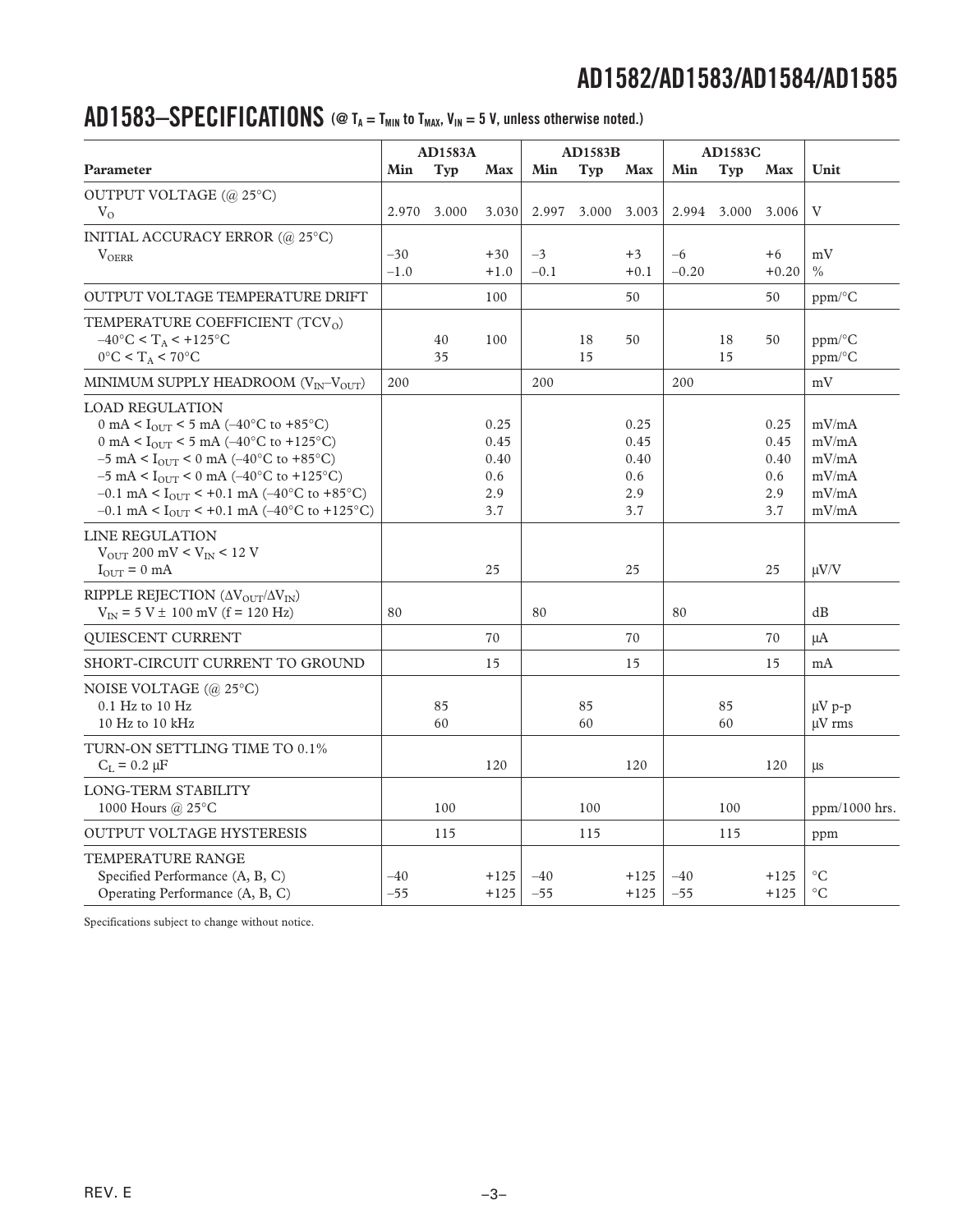## AD1583–SPECIFICATIONS (@ $T_A = T_{MIN}$ to $T_{MAX}$, $V_{IN}$ = 5 V, unless otherwise noted.)

| Parameter | AD1583A | | | AD1583B | | | AD1583C | | | Unit |
|---|---|---|---|---|---|---|---|---|---|---|
| | Min | Typ | Max | Min | Typ | Max | Min | Typ | Max | |
| OUTPUT VOLTAGE (@ 25°C) | | | | | | | | | | |
| $V_O$ | 2.970 | 3.000 | 3.030 | 2.997 | 3.000 | 3.003 | 2.994 | 3.000 | 3.006 | V |
| INITIAL ACCURACY ERROR (@ 25°C) | | | | | | | | | | |
| $V_{OERR}$ | –30 | | +30 | –3 | | +3 | –6 | | +6 | mV |
| | –1.0 | | +1.0 | –0.1 | | +0.1 | –0.20 | | +0.20 | % |
| OUTPUT VOLTAGE TEMPERATURE DRIFT | | | 100 | | | 50 | | | 50 | ppm/°C |
| TEMPERATURE COEFFICIENT ($TCV_O$) | | | | | | | | | | |
| –40°C < $T_A$ < +125°C | | 40 | 100 | | 18 | 50 | | 18 | 50 | ppm/°C |
| 0°C < $T_A$ < 70°C | | 35 | | | 15 | | | 15 | | ppm/°C |
| MINIMUM SUPPLY HEADROOM ($V_{IN}$–$V_{OUT}$) | 200 | | | 200 | | | 200 | | | mV |
| LOAD REGULATION | | | | | | | | | | |
| 0 mA < $I_{OUT}$ < 5 mA (–40°C to +85°C) | | | 0.25 | | | 0.25 | | | 0.25 | mV/mA |
| 0 mA < $I_{OUT}$ < 5 mA (–40°C to +125°C) | | | 0.45 | | | 0.45 | | | 0.45 | mV/mA |
| –5 mA < $I_{OUT}$ < 0 mA (–40°C to +85°C) | | | 0.40 | | | 0.40 | | | 0.40 | mV/mA |
| –5 mA < $I_{OUT}$ < 0 mA (–40°C to +125°C) | | | 0.6 | | | 0.6 | | | 0.6 | mV/mA |
| –0.1 mA < $I_{OUT}$ < +0.1 mA (–40°C to +85°C) | | | 2.9 | | | 2.9 | | | 2.9 | mV/mA |
| –0.1 mA < $I_{OUT}$ < +0.1 mA (–40°C to +125°C) | | | 3.7 | | | 3.7 | | | 3.7 | mV/mA |
| LINE REGULATION | | | | | | | | | | |
| $V_{OUT}$ 200 mV < $V_{IN}$ < 12 V | | | | | | | | | | |
| $I_{OUT}$ = 0 mA | | | 25 | | | 25 | | | 25 | μV/V |
| RIPPLE REJECTION ($\Delta V_{OUT}/\Delta V_{IN}$) | | | | | | | | | | |
| $V_{IN}$ = 5 V ± 100 mV (f = 120 Hz) | 80 | | | 80 | | | 80 | | | dB |
| QUIESCENT CURRENT | | | 70 | | | 70 | | | 70 | μA |
| SHORT-CIRCUIT CURRENT TO GROUND | | | 15 | | | 15 | | | 15 | mA |
| NOISE VOLTAGE (@ 25°C) | | | | | | | | | | |
| 0.1 Hz to 10 Hz | | 85 | | | 85 | | | 85 | | μV p-p |
| 10 Hz to 10 kHz | | 60 | | | 60 | | | 60 | | μV rms |
| TURN-ON SETTLING TIME TO 0.1% | | | | | | | | | | |
| $C_L$ = 0.2 μF | | | 120 | | | 120 | | | 120 | μs |
| LONG-TERM STABILITY | | | | | | | | | | |
| 1000 Hours @ 25°C | | 100 | | | 100 | | | 100 | | ppm/1000 hrs. |
| OUTPUT VOLTAGE HYSTERESIS | | 115 | | | 115 | | | 115 | | ppm |
| TEMPERATURE RANGE | | | | | | | | | | |
| Specified Performance (A, B, C) | –40 | | +125 | –40 | | +125 | –40 | | +125 | °C |
| Operating Performance (A, B, C) | –55 | | +125 | –55 | | +125 | –55 | | +125 | °C |

Specifications subject to change without notice.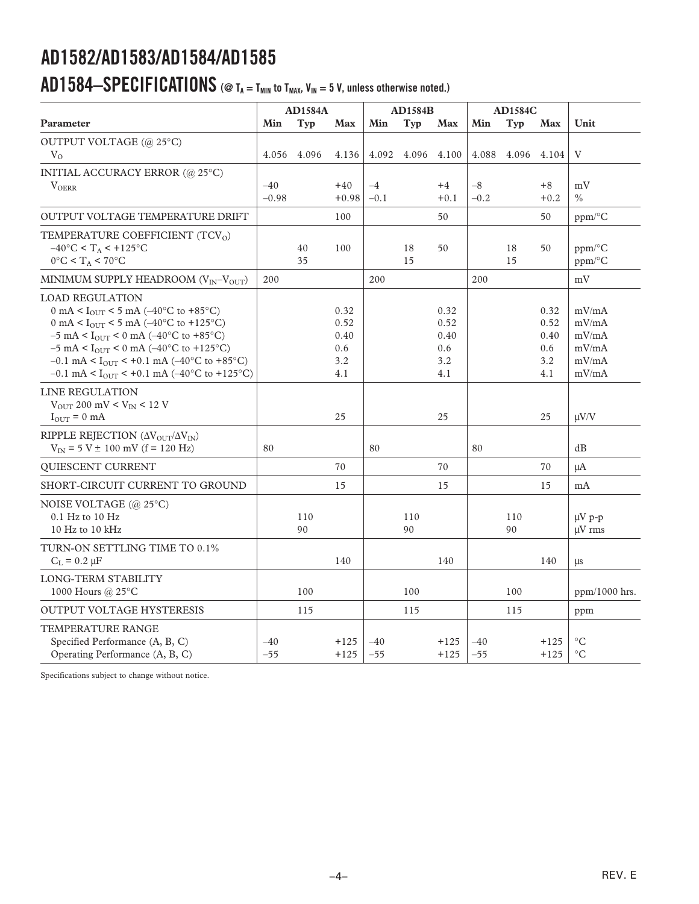## AD1584–SPECIFICATIONS (@ $T_A = T_{MIN}$ to $T_{MAX}$, $V_{IN}$ = 5 V, unless otherwise noted.)

| | AD1584A | | | AD1584B | | | AD1584C | | | |
|---|---|---|---|---|---|---|---|---|---|---|
| **Parameter** | **Min** | **Typ** | **Max** | **Min** | **Typ** | **Max** | **Min** | **Typ** | **Max** | **Unit** |
| OUTPUT VOLTAGE (@ 25°C) | | | | | | | | | | |
| $V_O$ | 4.056 | 4.096 | 4.136 | 4.092 | 4.096 | 4.100 | 4.088 | 4.096 | 4.104 | V |
| INITIAL ACCURACY ERROR (@ 25°C) | | | | | | | | | | |
| $V_{OERR}$ | –40 | | +40 | –4 | | +4 | –8 | | +8 | mV |
| | –0.98 | | +0.98 | –0.1 | | +0.1 | –0.2 | | +0.2 | % |
| OUTPUT VOLTAGE TEMPERATURE DRIFT | | | 100 | | | 50 | | | 50 | ppm/°C |
| TEMPERATURE COEFFICIENT ($TCV_O$) | | | | | | | | | | |
| –40°C < $T_A$ < +125°C | | 40 | 100 | | 18 | 50 | | 18 | 50 | ppm/°C |
| 0°C < $T_A$ < 70°C | | 35 | | | 15 | | | 15 | | ppm/°C |
| MINIMUM SUPPLY HEADROOM ($V_{IN}$–$V_{OUT}$) | 200 | | | 200 | | | 200 | | | mV |
| LOAD REGULATION | | | | | | | | | | |
| 0 mA < $I_{OUT}$ < 5 mA (–40°C to +85°C) | | | 0.32 | | | 0.32 | | | 0.32 | mV/mA |
| 0 mA < $I_{OUT}$ < 5 mA (–40°C to +125°C) | | | 0.52 | | | 0.52 | | | 0.52 | mV/mA |
| –5 mA < $I_{OUT}$ < 0 mA (–40°C to +85°C) | | | 0.40 | | | 0.40 | | | 0.40 | mV/mA |
| –5 mA < $I_{OUT}$ < 0 mA (–40°C to +125°C) | | | 0.6 | | | 0.6 | | | 0.6 | mV/mA |
| –0.1 mA < $I_{OUT}$ < +0.1 mA (–40°C to +85°C) | | | 3.2 | | | 3.2 | | | 3.2 | mV/mA |
| –0.1 mA < $I_{OUT}$ < +0.1 mA (–40°C to +125°C) | | | 4.1 | | | 4.1 | | | 4.1 | mV/mA |
| LINE REGULATION | | | | | | | | | | |
| $V_{OUT}$ 200 mV < $V_{IN}$ < 12 V | | | | | | | | | | |
| $I_{OUT}$ = 0 mA | | | 25 | | | 25 | | | 25 | μV/V |
| RIPPLE REJECTION ($\Delta V_{OUT}/\Delta V_{IN}$) | | | | | | | | | | |
| $V_{IN}$ = 5 V ± 100 mV (f = 120 Hz) | 80 | | | 80 | | | 80 | | | dB |
| QUIESCENT CURRENT | | | 70 | | | 70 | | | 70 | μA |
| SHORT-CIRCUIT CURRENT TO GROUND | | | 15 | | | 15 | | | 15 | mA |
| NOISE VOLTAGE (@ 25°C) | | | | | | | | | | |
| 0.1 Hz to 10 Hz | | 110 | | | 110 | | | 110 | | μV p-p |
| 10 Hz to 10 kHz | | 90 | | | 90 | | | 90 | | μV rms |
| TURN-ON SETTLING TIME TO 0.1% | | | | | | | | | | |
| $C_L$ = 0.2 μF | | | 140 | | | 140 | | | 140 | μs |
| LONG-TERM STABILITY | | | | | | | | | | |
| 1000 Hours @ 25°C | | 100 | | | 100 | | | 100 | | ppm/1000 hrs. |
| OUTPUT VOLTAGE HYSTERESIS | | 115 | | | 115 | | | 115 | | ppm |
| TEMPERATURE RANGE | | | | | | | | | | |
| Specified Performance (A, B, C) | –40 | | +125 | –40 | | +125 | –40 | | +125 | °C |
| Operating Performance (A, B, C) | –55 | | +125 | –55 | | +125 | –55 | | +125 | °C |

Specifications subject to change without notice.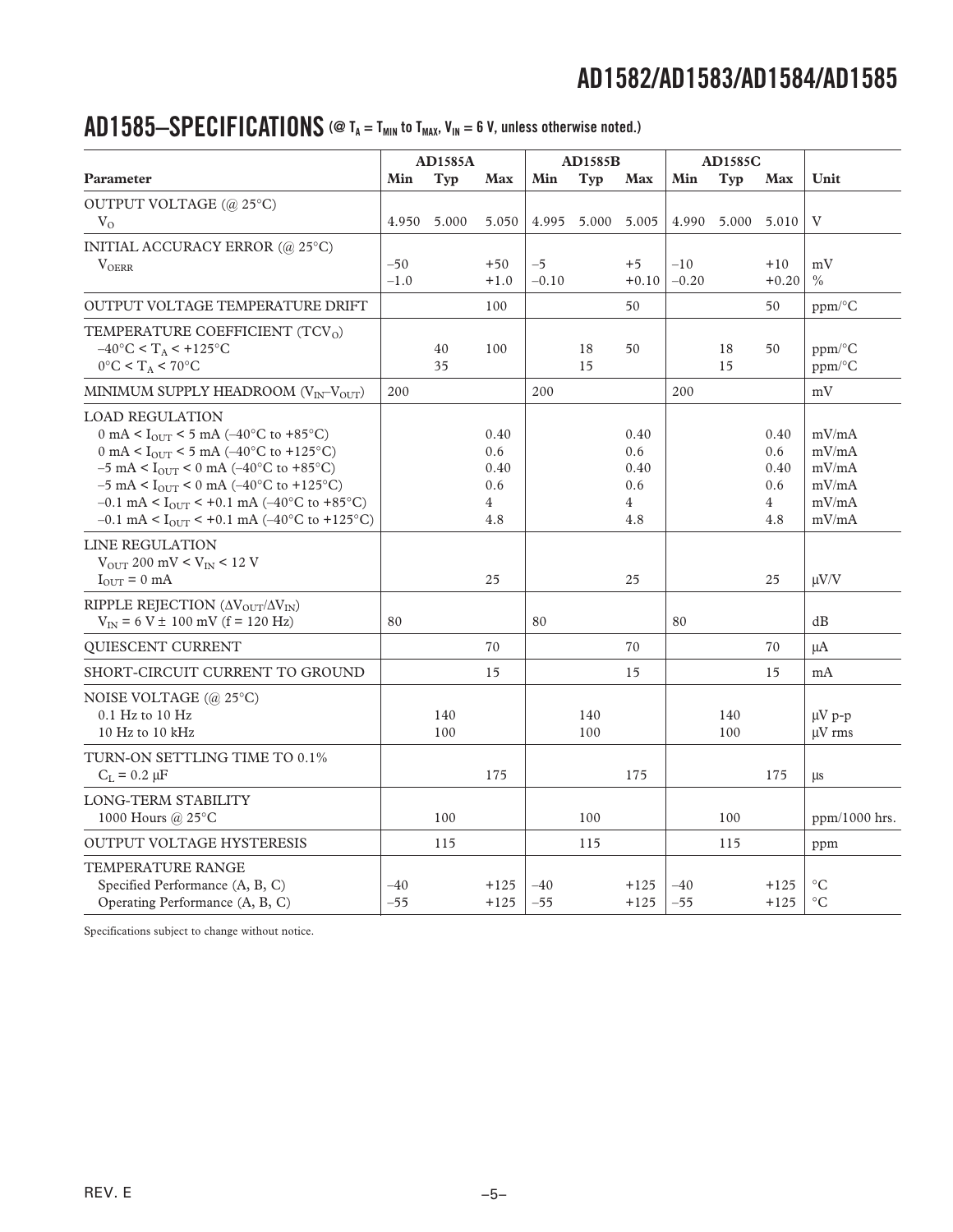## AD1585–SPECIFICATIONS (@ $T_A = T_{MIN}$ to $T_{MAX}$, $V_{IN} = 6$ V, unless otherwise noted.)

| Parameter | AD1585A | | | AD1585B | | | AD1585C | | | Unit |
|---|---|---|---|---|---|---|---|---|---|---|
| | Min | Typ | Max | Min | Typ | Max | Min | Typ | Max | |
| OUTPUT VOLTAGE (@ 25°C) | | | | | | | | | | |
| $V_O$ | 4.950 | 5.000 | 5.050 | 4.995 | 5.000 | 5.005 | 4.990 | 5.000 | 5.010 | V |
| INITIAL ACCURACY ERROR (@ 25°C) | | | | | | | | | | |
| $V_{OERR}$ | –50 | | +50 | –5 | | +5 | –10 | | +10 | mV |
| | –1.0 | | +1.0 | –0.10 | | +0.10 | –0.20 | | +0.20 | % |
| OUTPUT VOLTAGE TEMPERATURE DRIFT | | | 100 | | | 50 | | | 50 | ppm/°C |
| TEMPERATURE COEFFICIENT ($TCV_O$) | | | | | | | | | | |
| –40°C < $T_A$ < +125°C | | 40 | 100 | | 18 | 50 | | 18 | 50 | ppm/°C |
| 0°C < $T_A$ < 70°C | | 35 | | | 15 | | | 15 | | ppm/°C |
| MINIMUM SUPPLY HEADROOM ($V_{IN}$–$V_{OUT}$) | 200 | | | 200 | | | 200 | | | mV |
| LOAD REGULATION | | | | | | | | | | |
| 0 mA < $I_{OUT}$ < 5 mA (–40°C to +85°C) | | | 0.40 | | | 0.40 | | | 0.40 | mV/mA |
| 0 mA < $I_{OUT}$ < 5 mA (–40°C to +125°C) | | | 0.6 | | | 0.6 | | | 0.6 | mV/mA |
| –5 mA < $I_{OUT}$ < 0 mA (–40°C to +85°C) | | | 0.40 | | | 0.40 | | | 0.40 | mV/mA |
| –5 mA < $I_{OUT}$ < 0 mA (–40°C to +125°C) | | | 0.6 | | | 0.6 | | | 0.6 | mV/mA |
| –0.1 mA < $I_{OUT}$ < +0.1 mA (–40°C to +85°C) | | | 4 | | | 4 | | | 4 | mV/mA |
| –0.1 mA < $I_{OUT}$ < +0.1 mA (–40°C to +125°C) | | | 4.8 | | | 4.8 | | | 4.8 | mV/mA |
| LINE REGULATION | | | | | | | | | | |
| $V_{OUT}$ 200 mV < $V_{IN}$ < 12 V | | | | | | | | | | |
| $I_{OUT}$ = 0 mA | | | 25 | | | 25 | | | 25 | μV/V |
| RIPPLE REJECTION ($\Delta V_{OUT}/\Delta V_{IN}$) | | | | | | | | | | |
| $V_{IN}$ = 6 V ± 100 mV (f = 120 Hz) | 80 | | | 80 | | | 80 | | | dB |
| QUIESCENT CURRENT | | | 70 | | | 70 | | | 70 | μA |
| SHORT-CIRCUIT CURRENT TO GROUND | | | 15 | | | 15 | | | 15 | mA |
| NOISE VOLTAGE (@ 25°C) | | | | | | | | | | |
| 0.1 Hz to 10 Hz | | 140 | | | 140 | | | 140 | | μV p-p |
| 10 Hz to 10 kHz | | 100 | | | 100 | | | 100 | | μV rms |
| TURN-ON SETTLING TIME TO 0.1% | | | | | | | | | | |
| $C_L$ = 0.2 μF | | | 175 | | | 175 | | | 175 | μs |
| LONG-TERM STABILITY | | | | | | | | | | |
| 1000 Hours @ 25°C | | 100 | | | 100 | | | 100 | | ppm/1000 hrs. |
| OUTPUT VOLTAGE HYSTERESIS | | 115 | | | 115 | | | 115 | | ppm |
| TEMPERATURE RANGE | | | | | | | | | | |
| Specified Performance (A, B, C) | –40 | | +125 | –40 | | +125 | –40 | | +125 | °C |
| Operating Performance (A, B, C) | –55 | | +125 | –55 | | +125 | –55 | | +125 | °C |

Specifications subject to change without notice.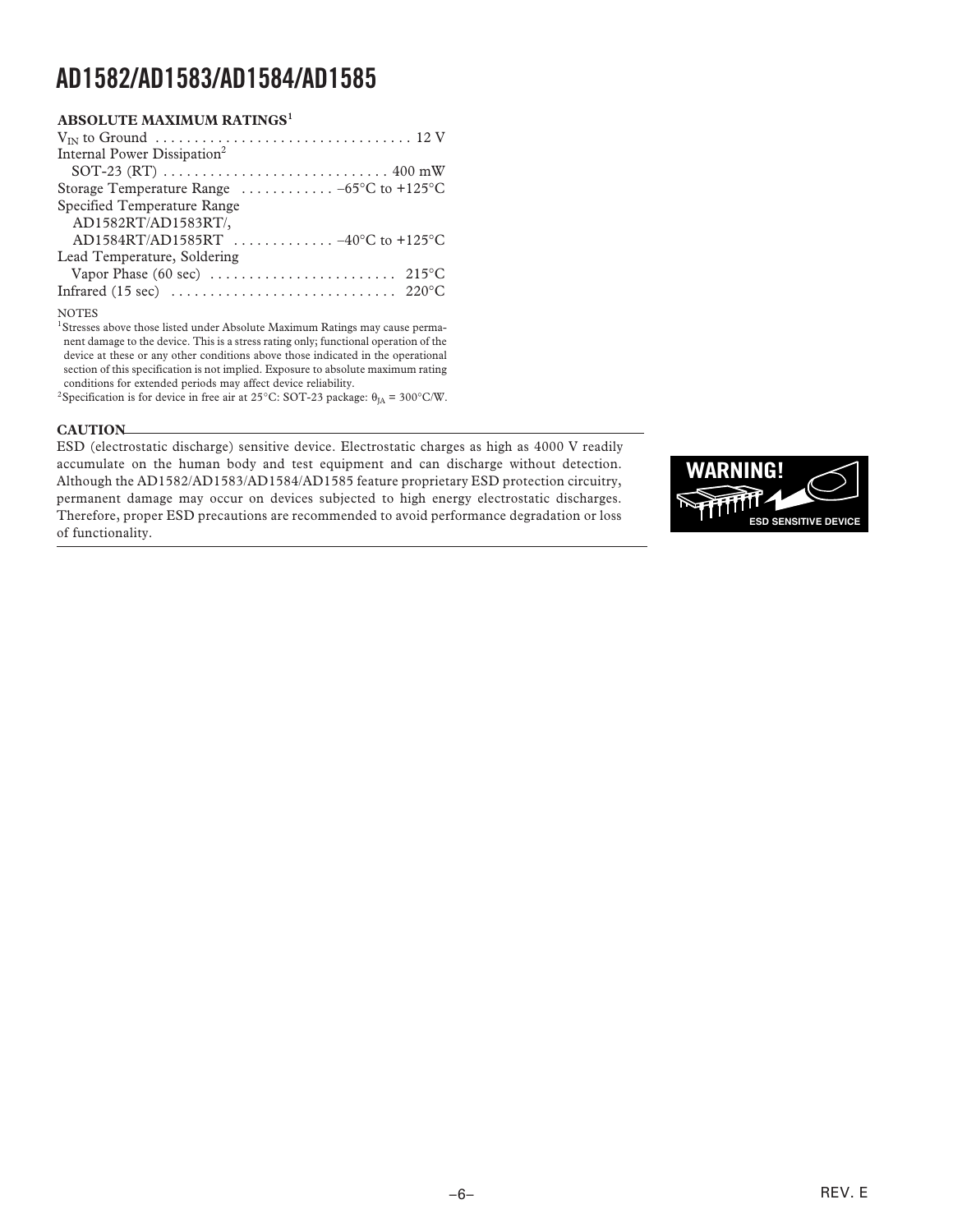## ABSOLUTE MAXIMUM RATINGS[1]

$V_{IN}$ to Ground . . . . . . . . . . . . . . . . . . . . . . . . . . . . . . . . . 12 V
Internal Power Dissipation[2]
  SOT-23 (RT) . . . . . . . . . . . . . . . . . . . . . . . . . . . . 400 mW
Storage Temperature Range . . . . . . . . . . . . –65°C to +125°C
Specified Temperature Range
  AD1582RT/AD1583RT/,
  AD1584RT/AD1585RT . . . . . . . . . . . . . –40°C to +125°C
Lead Temperature, Soldering
  Vapor Phase (60 sec) . . . . . . . . . . . . . . . . . . . . . . . . 215°C
Infrared (15 sec) . . . . . . . . . . . . . . . . . . . . . . . . . . . . 220°C

NOTES

[1]Stresses above those listed under Absolute Maximum Ratings may cause permanent damage to the device. This is a stress rating only; functional operation of the device at these or any other conditions above those indicated in the operational section of this specification is not implied. Exposure to absolute maximum rating conditions for extended periods may affect device reliability.

[2]Specification is for device in free air at 25°C: SOT-23 package: $\theta_{JA}$ = 300°C/W.

**CAUTION**

ESD (electrostatic discharge) sensitive device. Electrostatic charges as high as 4000 V readily accumulate on the human body and test equipment and can discharge without detection. Although the AD1582/AD1583/AD1584/AD1585 feature proprietary ESD protection circuitry, permanent damage may occur on devices subjected to high energy electrostatic discharges. Therefore, proper ESD precautions are recommended to avoid performance degradation or loss of functionality.

WARNING!

ESD SENSITIVE DEVICE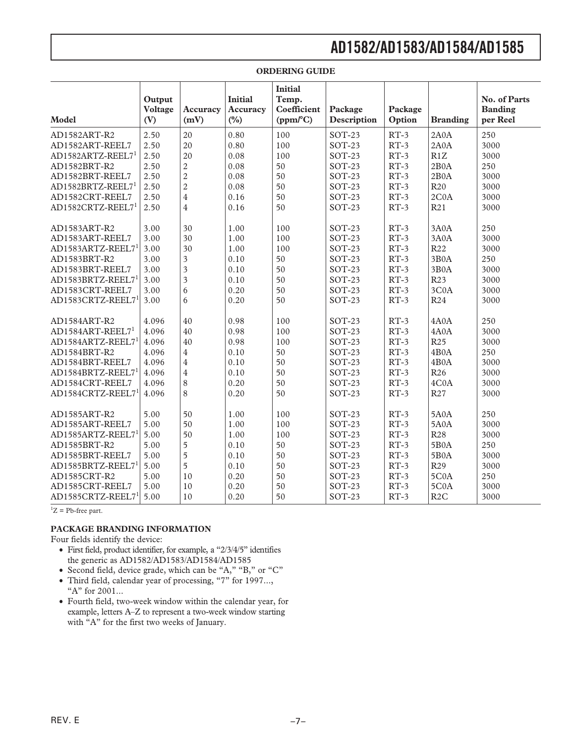**ORDERING GUIDE**

| Model | Output Voltage (V) | Accuracy (mV) | Initial Accuracy (%) | Initial Temp. Coefficient (ppm/°C) | Package Description | Package Option | Branding | No. of Parts Banding per Reel |
|---|---|---|---|---|---|---|---|---|
| AD1582ART-R2 | 2.50 | 20 | 0.80 | 100 | SOT-23 | RT-3 | 2A0A | 250 |
| AD1582ART-REEL7 | 2.50 | 20 | 0.80 | 100 | SOT-23 | RT-3 | 2A0A | 3000 |
| AD1582ARTZ-REEL7[1] | 2.50 | 20 | 0.08 | 100 | SOT-23 | RT-3 | R1Z | 3000 |
| AD1582BRT-R2 | 2.50 | 2 | 0.08 | 50 | SOT-23 | RT-3 | 2B0A | 250 |
| AD1582BRT-REEL7 | 2.50 | 2 | 0.08 | 50 | SOT-23 | RT-3 | 2B0A | 3000 |
| AD1582BRTZ-REEL7[1] | 2.50 | 2 | 0.08 | 50 | SOT-23 | RT-3 | R20 | 3000 |
| AD1582CRT-REEL7 | 2.50 | 4 | 0.16 | 50 | SOT-23 | RT-3 | 2C0A | 3000 |
| AD1582CRTZ-REEL7[1] | 2.50 | 4 | 0.16 | 50 | SOT-23 | RT-3 | R21 | 3000 |
| AD1583ART-R2 | 3.00 | 30 | 1.00 | 100 | SOT-23 | RT-3 | 3A0A | 250 |
| AD1583ART-REEL7 | 3.00 | 30 | 1.00 | 100 | SOT-23 | RT-3 | 3A0A | 3000 |
| AD1583ARTZ-REEL7[1] | 3.00 | 30 | 1.00 | 100 | SOT-23 | RT-3 | R22 | 3000 |
| AD1583BRT-R2 | 3.00 | 3 | 0.10 | 50 | SOT-23 | RT-3 | 3B0A | 250 |
| AD1583BRT-REEL7 | 3.00 | 3 | 0.10 | 50 | SOT-23 | RT-3 | 3B0A | 3000 |
| AD1583BRTZ-REEL7[1] | 3.00 | 3 | 0.10 | 50 | SOT-23 | RT-3 | R23 | 3000 |
| AD1583CRT-REEL7 | 3.00 | 6 | 0.20 | 50 | SOT-23 | RT-3 | 3C0A | 3000 |
| AD1583CRTZ-REEL7[1] | 3.00 | 6 | 0.20 | 50 | SOT-23 | RT-3 | R24 | 3000 |
| AD1584ART-R2 | 4.096 | 40 | 0.98 | 100 | SOT-23 | RT-3 | 4A0A | 250 |
| AD1584ART-REEL7[1] | 4.096 | 40 | 0.98 | 100 | SOT-23 | RT-3 | 4A0A | 3000 |
| AD1584ARTZ-REEL7[1] | 4.096 | 40 | 0.98 | 100 | SOT-23 | RT-3 | R25 | 3000 |
| AD1584BRT-R2 | 4.096 | 4 | 0.10 | 50 | SOT-23 | RT-3 | 4B0A | 250 |
| AD1584BRT-REEL7 | 4.096 | 4 | 0.10 | 50 | SOT-23 | RT-3 | 4B0A | 3000 |
| AD1584BRTZ-REEL7[1] | 4.096 | 4 | 0.10 | 50 | SOT-23 | RT-3 | R26 | 3000 |
| AD1584CRT-REEL7 | 4.096 | 8 | 0.20 | 50 | SOT-23 | RT-3 | 4C0A | 3000 |
| AD1584CRTZ-REEL7[1] | 4.096 | 8 | 0.20 | 50 | SOT-23 | RT-3 | R27 | 3000 |
| AD1585ART-R2 | 5.00 | 50 | 1.00 | 100 | SOT-23 | RT-3 | 5A0A | 250 |
| AD1585ART-REEL7 | 5.00 | 50 | 1.00 | 100 | SOT-23 | RT-3 | 5A0A | 3000 |
| AD1585ARTZ-REEL7[1] | 5.00 | 50 | 1.00 | 100 | SOT-23 | RT-3 | R28 | 3000 |
| AD1585BRT-R2 | 5.00 | 5 | 0.10 | 50 | SOT-23 | RT-3 | 5B0A | 250 |
| AD1585BRT-REEL7 | 5.00 | 5 | 0.10 | 50 | SOT-23 | RT-3 | 5B0A | 3000 |
| AD1585BRTZ-REEL7[1] | 5.00 | 5 | 0.10 | 50 | SOT-23 | RT-3 | R29 | 3000 |
| AD1585CRT-R2 | 5.00 | 10 | 0.20 | 50 | SOT-23 | RT-3 | 5C0A | 250 |
| AD1585CRT-REEL7 | 5.00 | 10 | 0.20 | 50 | SOT-23 | RT-3 | 5C0A | 3000 |
| AD1585CRTZ-REEL7[1] | 5.00 | 10 | 0.20 | 50 | SOT-23 | RT-3 | R2C | 3000 |

[1]Z = Pb-free part.

**PACKAGE BRANDING INFORMATION**

Four fields identify the device:

- First field, product identifier, for example, a "2/3/4/5" identifies the generic as AD1582/AD1583/AD1584/AD1585
- Second field, device grade, which can be "A," "B," or "C"
- Third field, calendar year of processing, "7" for 1997..., "A" for 2001...
- Fourth field, two-week window within the calendar year, for example, letters A–Z to represent a two-week window starting with "A" for the first two weeks of January.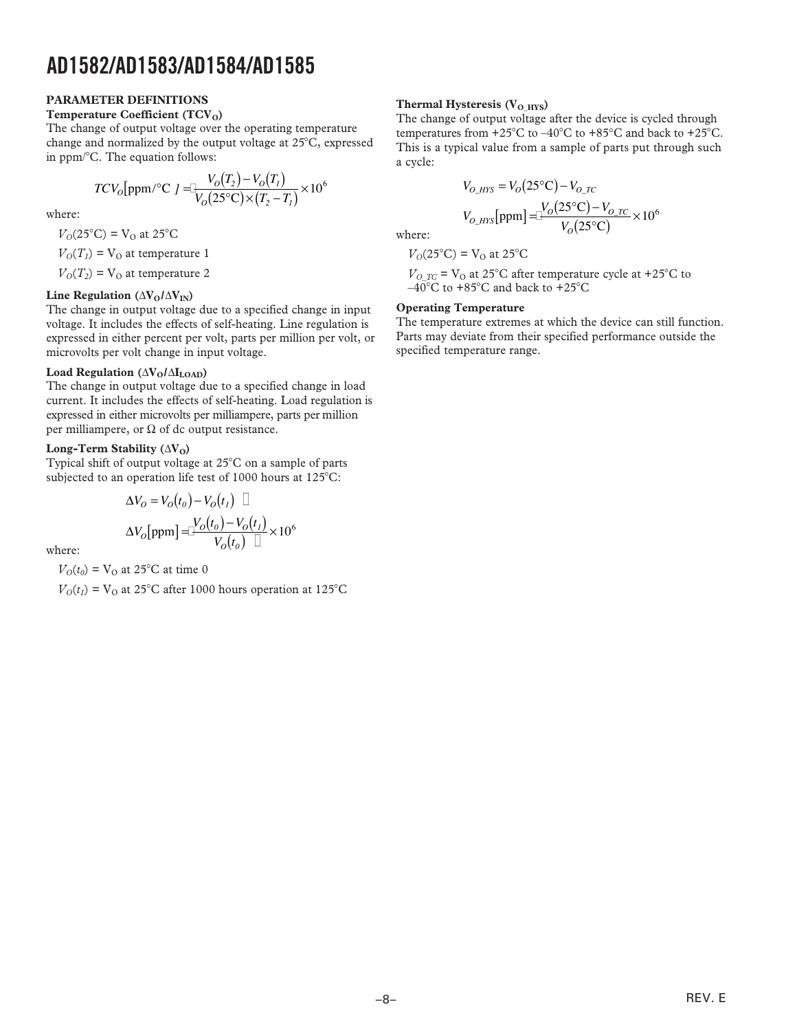## PARAMETER DEFINITIONS

### Temperature Coefficient ($TCV_O$)

The change of output voltage over the operating temperature change and normalized by the output voltage at 25°C, expressed in ppm/°C. The equation follows:

$$TCV_O[\text{ppm/°C}] = \frac{V_O(T_2) - V_O(T_1)}{V_O(25°\text{C}) \times (T_2 - T_1)} \times 10^6$$

where:

$V_O(25°\text{C})$ = $V_O$ at 25°C

$V_O(T_1)$ = $V_O$ at temperature 1

$V_O(T_2)$ = $V_O$ at temperature 2

### Line Regulation ($\Delta V_O/\Delta V_{IN}$)

The change in output voltage due to a specified change in input voltage. It includes the effects of self-heating. Line regulation is expressed in either percent per volt, parts per million per volt, or microvolts per volt change in input voltage.

### Load Regulation ($\Delta V_O/\Delta I_{LOAD}$)

The change in output voltage due to a specified change in load current. It includes the effects of self-heating. Load regulation is expressed in either microvolts per milliampere, parts per million per milliampere, or Ω of dc output resistance.

### Long-Term Stability ($\Delta V_O$)

Typical shift of output voltage at 25°C on a sample of parts subjected to an operation life test of 1000 hours at 125°C:

$$\Delta V_O = V_O(t_0) - V_O(t_1)$$

$$\Delta V_O[\text{ppm}] = \frac{V_O(t_0) - V_O(t_1)}{V_O(t_0)} \times 10^6$$

where:

$V_O(t_0)$ = $V_O$ at 25°C at time 0

$V_O(t_1)$ = $V_O$ at 25°C after 1000 hours operation at 125°C

### Thermal Hysteresis ($V_{O\_HYS}$)

The change of output voltage after the device is cycled through temperatures from +25°C to –40°C to +85°C and back to +25°C. This is a typical value from a sample of parts put through such a cycle:

$$V_{O\_HYS} = V_O(25°\text{C}) - V_{O\_TC}$$

$$V_{O\_HYS}[\text{ppm}] = \frac{V_O(25°\text{C}) - V_{O\_TC}}{V_O(25°\text{C})} \times 10^6$$

where:

$V_O(25°\text{C})$ = $V_O$ at 25°C

$V_{O\_TC}$ = $V_O$ at 25°C after temperature cycle at +25°C to –40°C to +85°C and back to +25°C

### Operating Temperature

The temperature extremes at which the device can still function. Parts may deviate from their specified performance outside the specified temperature range.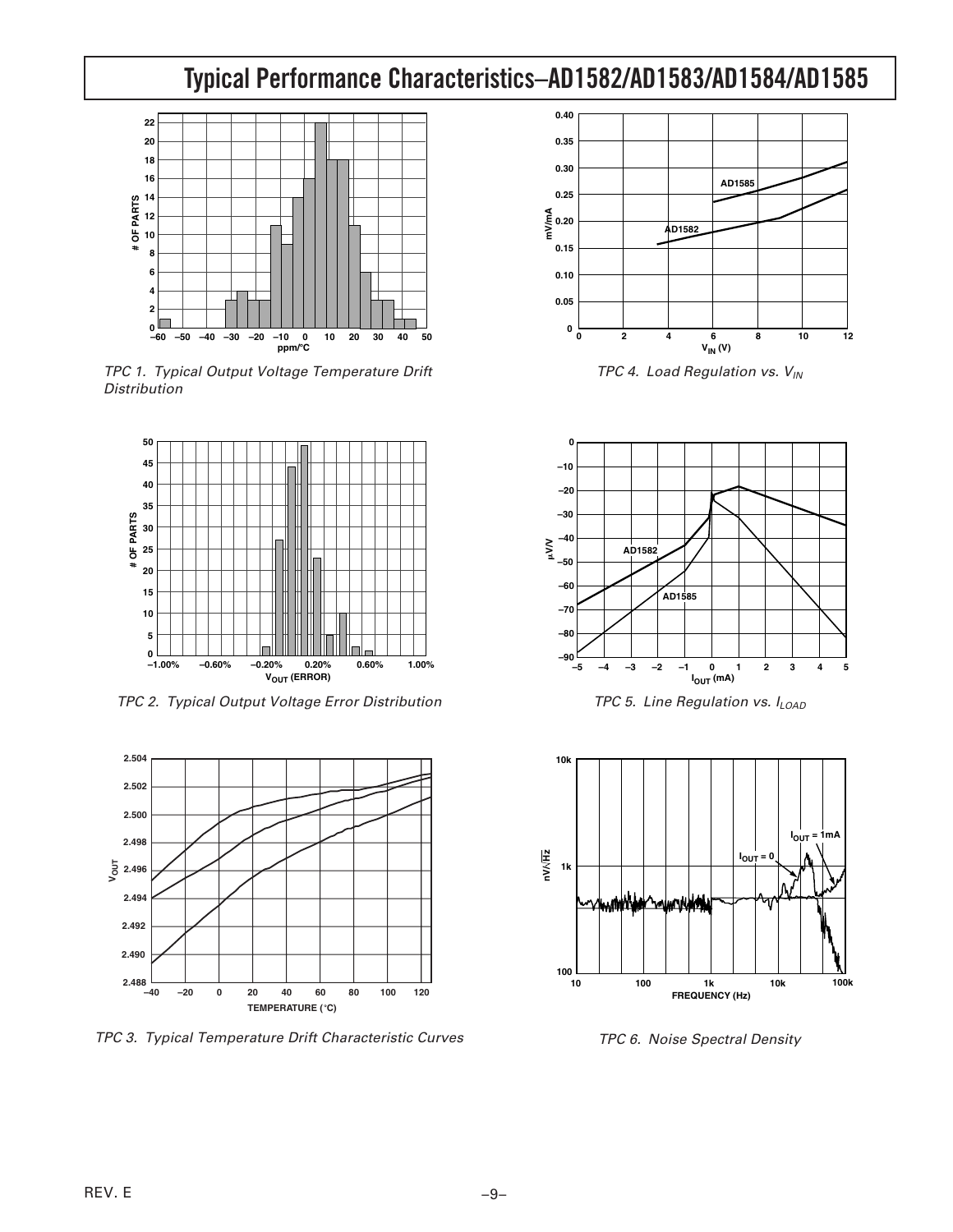# Typical Performance Characteristics–AD1582/AD1583/AD1584/AD1585

*TPC 1. Typical Output Voltage Temperature Drift Distribution*

*TPC 2. Typical Output Voltage Error Distribution*

*TPC 3. Typical Temperature Drift Characteristic Curves*

*TPC 4. Load Regulation vs. $V_{IN}$*

*TPC 5. Line Regulation vs. $I_{LOAD}$*

*TPC 6. Noise Spectral Density*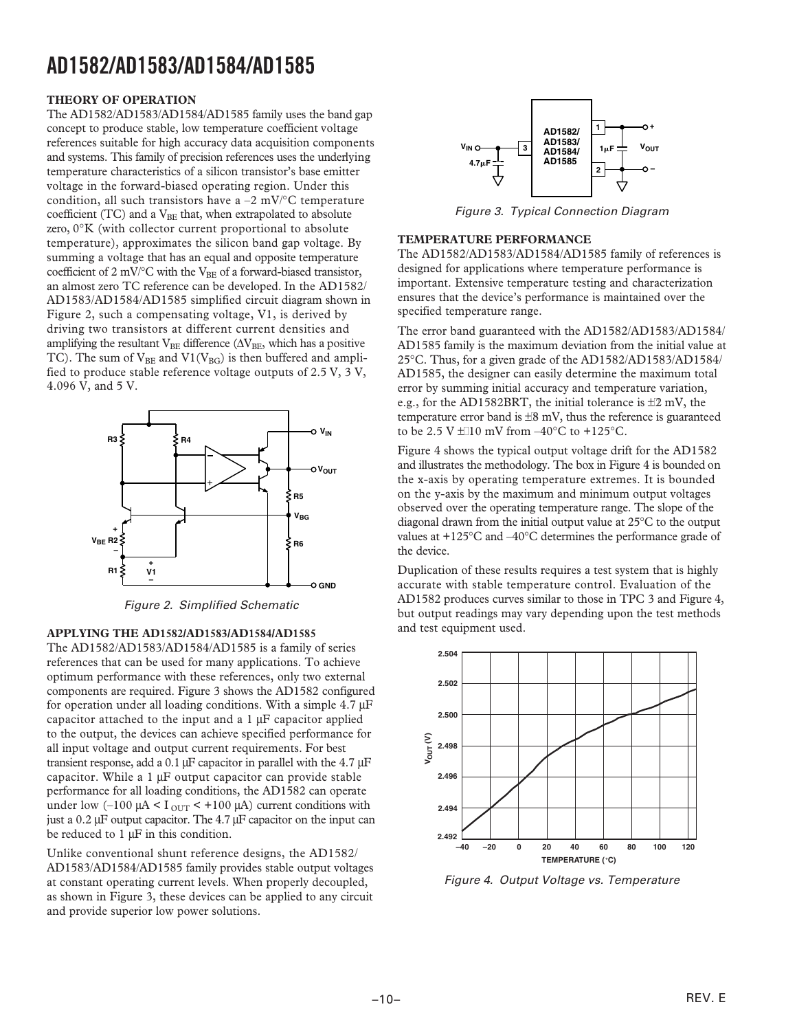## THEORY OF OPERATION

The AD1582/AD1583/AD1584/AD1585 family uses the band gap concept to produce stable, low temperature coefficient voltage references suitable for high accuracy data acquisition components and systems. This family of precision references uses the underlying temperature characteristics of a silicon transistor's base emitter voltage in the forward-biased operating region. Under this condition, all such transistors have a –2 mV/°C temperature coefficient (TC) and a $V_{BE}$ that, when extrapolated to absolute zero, 0°K (with collector current proportional to absolute temperature), approximates the silicon band gap voltage. By summing a voltage that has an equal and opposite temperature coefficient of 2 mV/°C with the $V_{BE}$ of a forward-biased transistor, an almost zero TC reference can be developed. In the AD1582/AD1583/AD1584/AD1585 simplified circuit diagram shown in Figure 2, such a compensating voltage, V1, is derived by driving two transistors at different current densities and amplifying the resultant $V_{BE}$ difference ($\Delta V_{BE}$, which has a positive TC). The sum of $V_{BE}$ and $V1(V_{BG})$ is then buffered and amplified to produce stable reference voltage outputs of 2.5 V, 3 V, 4.096 V, and 5 V.

Figure 2. Simplified Schematic

## APPLYING THE AD1582/AD1583/AD1584/AD1585

The AD1582/AD1583/AD1584/AD1585 is a family of series references that can be used for many applications. To achieve optimum performance with these references, only two external components are required. Figure 3 shows the AD1582 configured for operation under all loading conditions. With a simple 4.7 µF capacitor attached to the input and a 1 µF capacitor applied to the output, the devices can achieve specified performance for all input voltage and output current requirements. For best transient response, add a 0.1 µF capacitor in parallel with the 4.7 µF capacitor. While a 1 µF output capacitor can provide stable performance for all loading conditions, the AD1582 can operate under low ($-100\ \mu A < I_{OUT} < +100\ \mu A$) current conditions with just a 0.2 µF output capacitor. The 4.7 µF capacitor on the input can be reduced to 1 µF in this condition.

Unlike conventional shunt reference designs, the AD1582/AD1583/AD1584/AD1585 family provides stable output voltages at constant operating current levels. When properly decoupled, as shown in Figure 3, these devices can be applied to any circuit and provide superior low power solutions.

Figure 3. Typical Connection Diagram

## TEMPERATURE PERFORMANCE

The AD1582/AD1583/AD1584/AD1585 family of references is designed for applications where temperature performance is important. Extensive temperature testing and characterization ensures that the device's performance is maintained over the specified temperature range.

The error band guaranteed with the AD1582/AD1583/AD1584/AD1585 family is the maximum deviation from the initial value at 25°C. Thus, for a given grade of the AD1582/AD1583/AD1584/AD1585, the designer can easily determine the maximum total error by summing initial accuracy and temperature variation, e.g., for the AD1582BRT, the initial tolerance is ±2 mV, the temperature error band is ±8 mV, thus the reference is guaranteed to be 2.5 V ±10 mV from –40°C to +125°C.

Figure 4 shows the typical output voltage drift for the AD1582 and illustrates the methodology. The box in Figure 4 is bounded on the x-axis by operating temperature extremes. It is bounded on the y-axis by the maximum and minimum output voltages observed over the operating temperature range. The slope of the diagonal drawn from the initial output value at 25°C to the output values at +125°C and –40°C determines the performance grade of the device.

Duplication of these results requires a test system that is highly accurate with stable temperature control. Evaluation of the AD1582 produces curves similar to those in TPC 3 and Figure 4, but output readings may vary depending upon the test methods and test equipment used.

Figure 4. Output Voltage vs. Temperature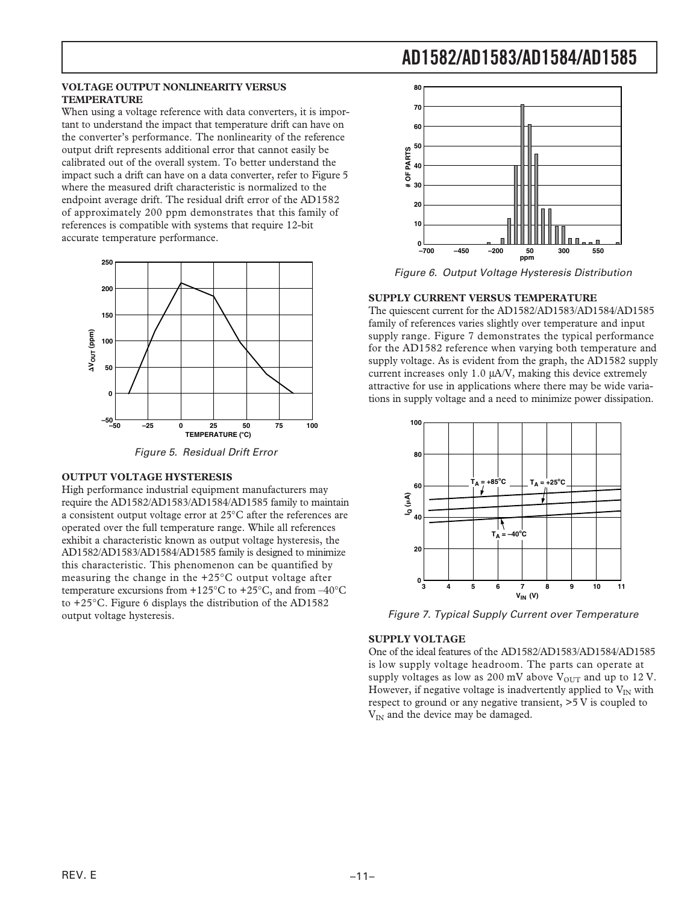## VOLTAGE OUTPUT NONLINEARITY VERSUS TEMPERATURE

When using a voltage reference with data converters, it is important to understand the impact that temperature drift can have on the converter's performance. The nonlinearity of the reference output drift represents additional error that cannot easily be calibrated out of the overall system. To better understand the impact such a drift can have on a data converter, refer to Figure 5 where the measured drift characteristic is normalized to the endpoint average drift. The residual drift error of the AD1582 of approximately 200 ppm demonstrates that this family of references is compatible with systems that require 12-bit accurate temperature performance.

*Figure 5. Residual Drift Error*

## OUTPUT VOLTAGE HYSTERESIS

High performance industrial equipment manufacturers may require the AD1582/AD1583/AD1584/AD1585 family to maintain a consistent output voltage error at 25°C after the references are operated over the full temperature range. While all references exhibit a characteristic known as output voltage hysteresis, the AD1582/AD1583/AD1584/AD1585 family is designed to minimize this characteristic. This phenomenon can be quantified by measuring the change in the +25°C output voltage after temperature excursions from +125°C to +25°C, and from –40°C to +25°C. Figure 6 displays the distribution of the AD1582 output voltage hysteresis.

*Figure 6. Output Voltage Hysteresis Distribution*

## SUPPLY CURRENT VERSUS TEMPERATURE

The quiescent current for the AD1582/AD1583/AD1584/AD1585 family of references varies slightly over temperature and input supply range. Figure 7 demonstrates the typical performance for the AD1582 reference when varying both temperature and supply voltage. As is evident from the graph, the AD1582 supply current increases only 1.0 µA/V, making this device extremely attractive for use in applications where there may be wide variations in supply voltage and a need to minimize power dissipation.

*Figure 7. Typical Supply Current over Temperature*

## SUPPLY VOLTAGE

One of the ideal features of the AD1582/AD1583/AD1584/AD1585 is low supply voltage headroom. The parts can operate at supply voltages as low as 200 mV above $V_{OUT}$ and up to 12 V. However, if negative voltage is inadvertently applied to $V_{IN}$ with respect to ground or any negative transient, >5 V is coupled to $V_{IN}$ and the device may be damaged.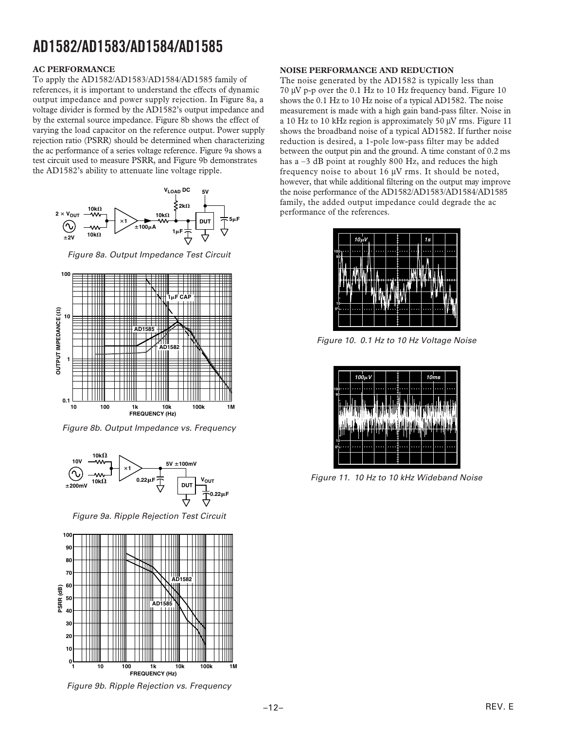## AC PERFORMANCE

To apply the AD1582/AD1583/AD1584/AD1585 family of references, it is important to understand the effects of dynamic output impedance and power supply rejection. In Figure 8a, a voltage divider is formed by the AD1582's output impedance and by the external source impedance. Figure 8b shows the effect of varying the load capacitor on the reference output. Power supply rejection ratio (PSRR) should be determined when characterizing the ac performance of a series voltage reference. Figure 9a shows a test circuit used to measure PSRR, and Figure 9b demonstrates the AD1582's ability to attenuate line voltage ripple.

Figure 8a. Output Impedance Test Circuit

Figure 8b. Output Impedance vs. Frequency

Figure 9a. Ripple Rejection Test Circuit

Figure 9b. Ripple Rejection vs. Frequency

## NOISE PERFORMANCE AND REDUCTION

The noise generated by the AD1582 is typically less than 70 μV p-p over the 0.1 Hz to 10 Hz frequency band. Figure 10 shows the 0.1 Hz to 10 Hz noise of a typical AD1582. The noise measurement is made with a high gain band-pass filter. Noise in a 10 Hz to 10 kHz region is approximately 50 μV rms. Figure 11 shows the broadband noise of a typical AD1582. If further noise reduction is desired, a 1-pole low-pass filter may be added between the output pin and the ground. A time constant of 0.2 ms has a –3 dB point at roughly 800 Hz, and reduces the high frequency noise to about 16 μV rms. It should be noted, however, that while additional filtering on the output may improve the noise performance of the AD1582/AD1583/AD1584/AD1585 family, the added output impedance could degrade the ac performance of the references.

Figure 10. 0.1 Hz to 10 Hz Voltage Noise

Figure 11. 10 Hz to 10 kHz Wideband Noise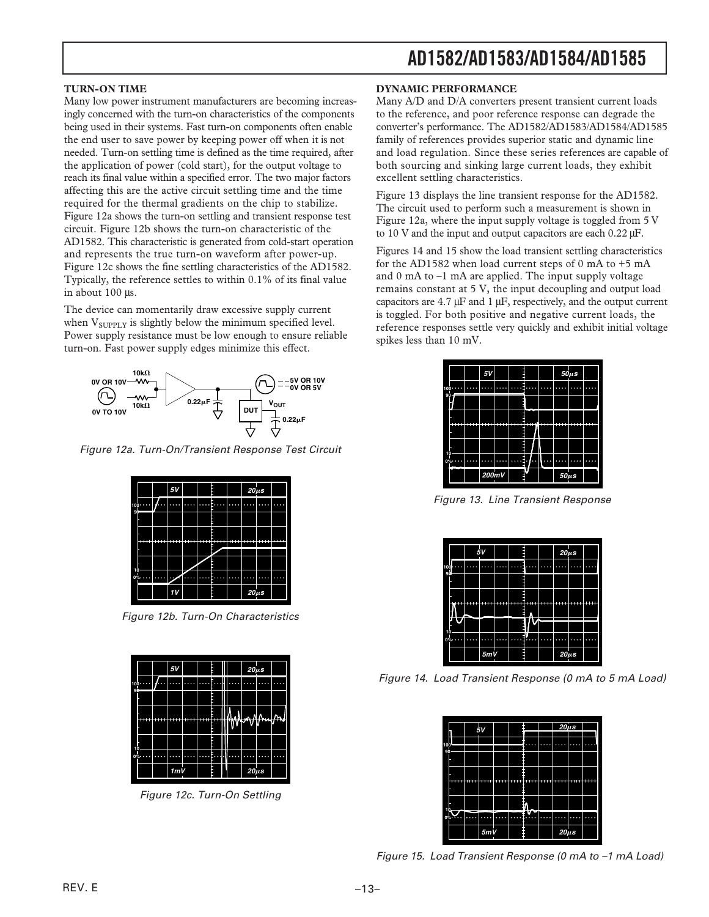## TURN-ON TIME

Many low power instrument manufacturers are becoming increasingly concerned with the turn-on characteristics of the components being used in their systems. Fast turn-on components often enable the end user to save power by keeping power off when it is not needed. Turn-on settling time is defined as the time required, after the application of power (cold start), for the output voltage to reach its final value within a specified error. The two major factors affecting this are the active circuit settling time and the time required for the thermal gradients on the chip to stabilize. Figure 12a shows the turn-on settling and transient response test circuit. Figure 12b shows the turn-on characteristic of the AD1582. This characteristic is generated from cold-start operation and represents the true turn-on waveform after power-up. Figure 12c shows the fine settling characteristics of the AD1582. Typically, the reference settles to within 0.1% of its final value in about 100 µs.

The device can momentarily draw excessive supply current when $V_{SUPPLY}$ is slightly below the minimum specified level. Power supply resistance must be low enough to ensure reliable turn-on. Fast power supply edges minimize this effect.

*Figure 12a. Turn-On/Transient Response Test Circuit*

*Figure 12b. Turn-On Characteristics*

*Figure 12c. Turn-On Settling*

## DYNAMIC PERFORMANCE

Many A/D and D/A converters present transient current loads to the reference, and poor reference response can degrade the converter's performance. The AD1582/AD1583/AD1584/AD1585 family of references provides superior static and dynamic line and load regulation. Since these series references are capable of both sourcing and sinking large current loads, they exhibit excellent settling characteristics.

Figure 13 displays the line transient response for the AD1582. The circuit used to perform such a measurement is shown in Figure 12a, where the input supply voltage is toggled from 5 V to 10 V and the input and output capacitors are each 0.22 µF.

Figures 14 and 15 show the load transient settling characteristics for the AD1582 when load current steps of 0 mA to +5 mA and 0 mA to –1 mA are applied. The input supply voltage remains constant at 5 V, the input decoupling and output load capacitors are 4.7 µF and 1 µF, respectively, and the output current is toggled. For both positive and negative current loads, the reference responses settle very quickly and exhibit initial voltage spikes less than 10 mV.

*Figure 13. Line Transient Response*

*Figure 14. Load Transient Response (0 mA to 5 mA Load)*

*Figure 15. Load Transient Response (0 mA to –1 mA Load)*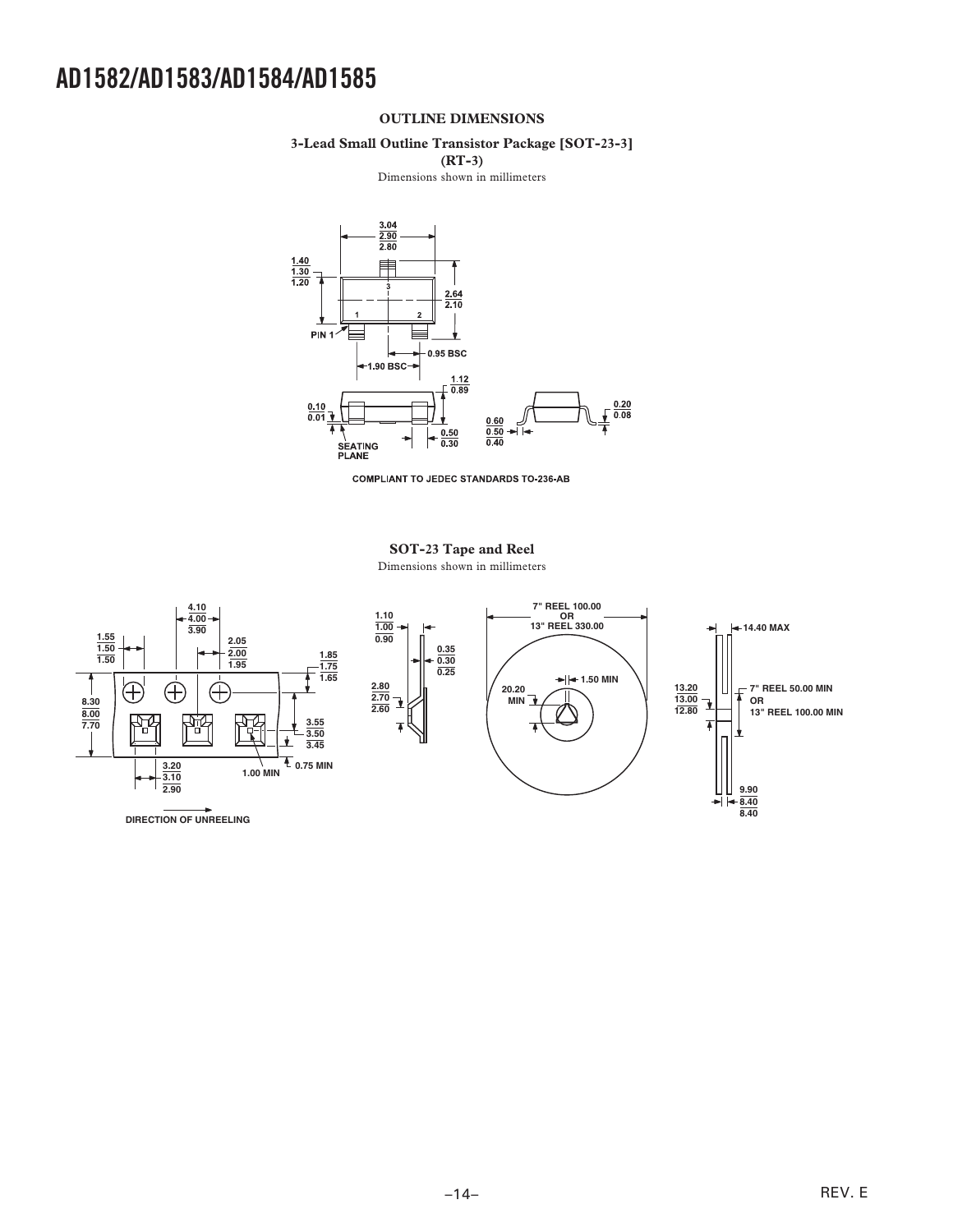## OUTLINE DIMENSIONS

### 3-Lead Small Outline Transistor Package [SOT-23-3] (RT-3)

Dimensions shown in millimeters

COMPLIANT TO JEDEC STANDARDS TO-236-AB

### SOT-23 Tape and Reel

Dimensions shown in millimeters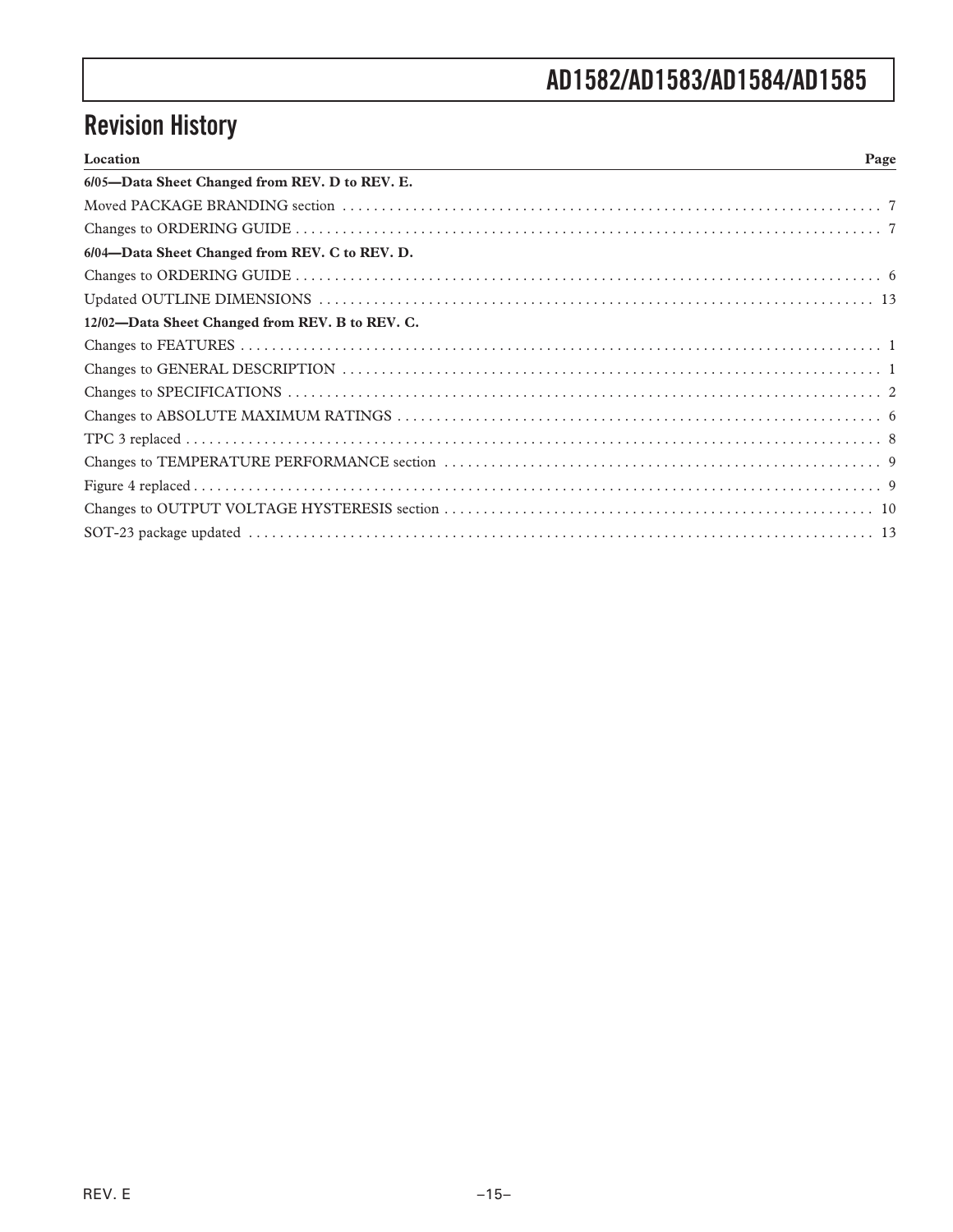## Revision History

| Location | Page |
|---|---|
| **6/05—Data Sheet Changed from REV. D to REV. E.** | |
| Moved PACKAGE BRANDING section | 7 |
| Changes to ORDERING GUIDE | 7 |
| **6/04—Data Sheet Changed from REV. C to REV. D.** | |
| Changes to ORDERING GUIDE | 6 |
| Updated OUTLINE DIMENSIONS | 13 |
| **12/02—Data Sheet Changed from REV. B to REV. C.** | |
| Changes to FEATURES | 1 |
| Changes to GENERAL DESCRIPTION | 1 |
| Changes to SPECIFICATIONS | 2 |
| Changes to ABSOLUTE MAXIMUM RATINGS | 6 |
| TPC 3 replaced | 8 |
| Changes to TEMPERATURE PERFORMANCE section | 9 |
| Figure 4 replaced | 9 |
| Changes to OUTPUT VOLTAGE HYSTERESIS section | 10 |
| SOT-23 package updated | 13 |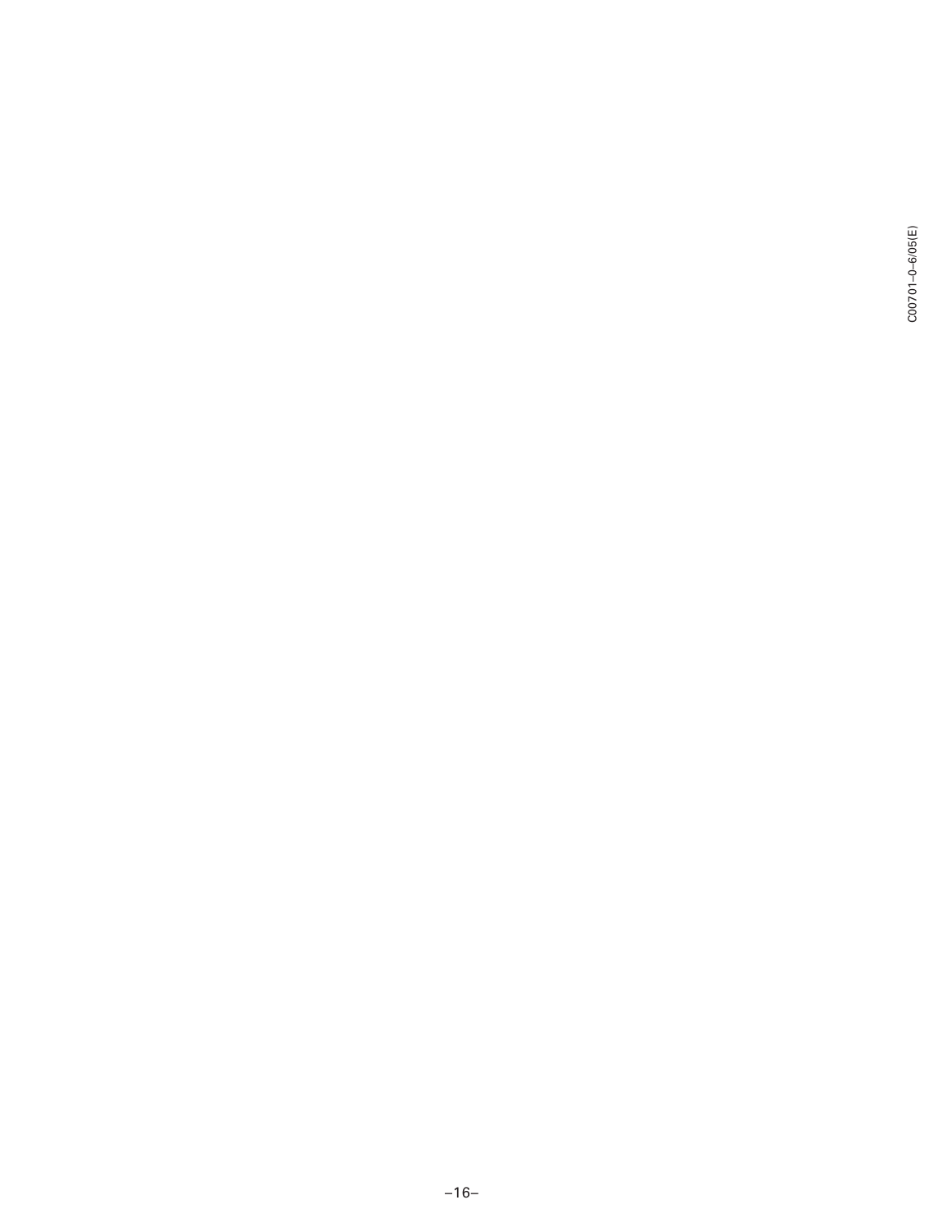C00701–0–6/05(E)